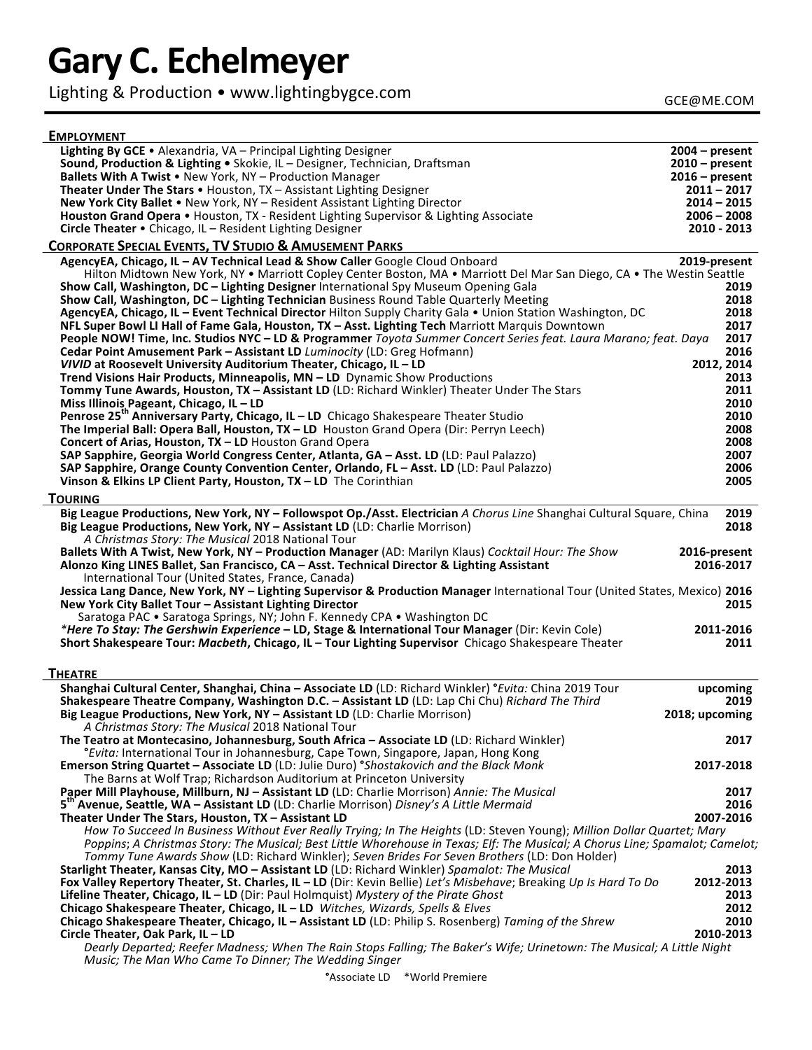# Gary C. Echelmeyer

Lighting & Production • www.lightingbygce.com

GCE@ME.COM

## EMPLOYMENT

**Lighting By GCE** • Alexandria, VA – Principal Lighting Designer — **2004 – present**
**Sound, Production & Lighting** • Skokie, IL – Designer, Technician, Draftsman — **2010 – present**
**Ballets With A Twist** • New York, NY – Production Manager — **2016 – present**
**Theater Under The Stars** • Houston, TX – Assistant Lighting Designer — **2011 – 2017**
**New York City Ballet** • New York, NY – Resident Assistant Lighting Director — **2014 – 2015**
**Houston Grand Opera** • Houston, TX - Resident Lighting Supervisor & Lighting Associate — **2006 – 2008**
**Circle Theater** • Chicago, IL – Resident Lighting Designer — **2010 - 2013**

## CORPORATE SPECIAL EVENTS, TV STUDIO & AMUSEMENT PARKS

**AgencyEA, Chicago, IL – AV Technical Lead & Show Caller** Google Cloud Onboard — **2019-present**
Hilton Midtown New York, NY • Marriott Copley Center Boston, MA • Marriott Del Mar San Diego, CA • The Westin Seattle
**Show Call, Washington, DC – Lighting Designer** International Spy Museum Opening Gala — **2019**
**Show Call, Washington, DC – Lighting Technician** Business Round Table Quarterly Meeting — **2018**
**AgencyEA, Chicago, IL – Event Technical Director** Hilton Supply Charity Gala • Union Station Washington, DC — **2018**
**NFL Super Bowl LI Hall of Fame Gala, Houston, TX – Asst. Lighting Tech** Marriott Marquis Downtown — **2017**
**People NOW! Time, Inc. Studios NYC – LD & Programmer** *Toyota Summer Concert Series feat. Laura Marano; feat. Daya* — **2017**
**Cedar Point Amusement Park – Assistant LD** *Luminocity* (LD: Greg Hofmann) — **2016**
***VIVID* at Roosevelt University Auditorium Theater, Chicago, IL – LD** — **2012, 2014**
**Trend Visions Hair Products, Minneapolis, MN – LD** Dynamic Show Productions — **2013**
**Tommy Tune Awards, Houston, TX – Assistant LD** (LD: Richard Winkler) Theater Under The Stars — **2011**
**Miss Illinois Pageant, Chicago, IL – LD** — **2010**
**Penrose 25th Anniversary Party, Chicago, IL – LD** Chicago Shakespeare Theater Studio — **2010**
**The Imperial Ball: Opera Ball, Houston, TX – LD** Houston Grand Opera (Dir: Perryn Leech) — **2008**
**Concert of Arias, Houston, TX – LD** Houston Grand Opera — **2008**
**SAP Sapphire, Georgia World Congress Center, Atlanta, GA – Asst. LD** (LD: Paul Palazzo) — **2007**
**SAP Sapphire, Orange County Convention Center, Orlando, FL – Asst. LD** (LD: Paul Palazzo) — **2006**
**Vinson & Elkins LP Client Party, Houston, TX – LD** The Corinthian — **2005**

## TOURING

**Big League Productions, New York, NY – Followspot Op./Asst. Electrician** *A Chorus Line* Shanghai Cultural Square, China — **2019**
**Big League Productions, New York, NY – Assistant LD** (LD: Charlie Morrison) — **2018**
*A Christmas Story: The Musical* 2018 National Tour
**Ballets With A Twist, New York, NY – Production Manager** (AD: Marilyn Klaus) *Cocktail Hour: The Show* — **2016-present**
**Alonzo King LINES Ballet, San Francisco, CA – Asst. Technical Director & Lighting Assistant** — **2016-2017**
International Tour (United States, France, Canada)
**Jessica Lang Dance, New York, NY – Lighting Supervisor & Production Manager** International Tour (United States, Mexico) — **2016**
**New York City Ballet Tour – Assistant Lighting Director** — **2015**
Saratoga PAC • Saratoga Springs, NY; John F. Kennedy CPA • Washington DC
***Here To Stay: The Gershwin Experience* – LD, Stage & International Tour Manager** (Dir: Kevin Cole) — **2011-2016**
**Short Shakespeare Tour: *Macbeth*, Chicago, IL – Tour Lighting Supervisor** Chicago Shakespeare Theater — **2011**

## THEATRE

**Shanghai Cultural Center, Shanghai, China – Associate LD** (LD: Richard Winkler) °*Evita:* China 2019 Tour — **upcoming**
**Shakespeare Theatre Company, Washington D.C. – Assistant LD** (LD: Lap Chi Chu) *Richard The Third* — **2019**
**Big League Productions, New York, NY – Assistant LD** (LD: Charlie Morrison) — **2018; upcoming**
*A Christmas Story: The Musical* 2018 National Tour
**The Teatro at Montecasino, Johannesburg, South Africa – Associate LD** (LD: Richard Winkler) — **2017**
°*Evita:* International Tour in Johannesburg, Cape Town, Singapore, Japan, Hong Kong
**Emerson String Quartet – Associate LD** (LD: Julie Duro) °*Shostakovich and the Black Monk* — **2017-2018**
The Barns at Wolf Trap; Richardson Auditorium at Princeton University
**Paper Mill Playhouse, Millburn, NJ – Assistant LD** (LD: Charlie Morrison) *Annie: The Musical* — **2017**
**5th Avenue, Seattle, WA – Assistant LD** (LD: Charlie Morrison) *Disney's A Little Mermaid* — **2016**
**Theater Under The Stars, Houston, TX – Assistant LD** — **2007-2016**
*How To Succeed In Business Without Ever Really Trying; In The Heights* (LD: Steven Young); *Million Dollar Quartet; Mary Poppins; A Christmas Story: The Musical; Best Little Whorehouse in Texas; Elf: The Musical; A Chorus Line; Spamalot; Camelot; Tommy Tune Awards Show* (LD: Richard Winkler); *Seven Brides For Seven Brothers* (LD: Don Holder)
**Starlight Theater, Kansas City, MO – Assistant LD** (LD: Richard Winkler) *Spamalot: The Musical* — **2013**
**Fox Valley Repertory Theater, St. Charles, IL – LD** (Dir: Kevin Bellie) *Let's Misbehave*; Breaking *Up Is Hard To Do* — **2012-2013**
**Lifeline Theater, Chicago, IL – LD** (Dir: Paul Holmquist) *Mystery of the Pirate Ghost* — **2013**
**Chicago Shakespeare Theater, Chicago, IL – LD** *Witches, Wizards, Spells & Elves* — **2012**
**Chicago Shakespeare Theater, Chicago, IL – Assistant LD** (LD: Philip S. Rosenberg) *Taming of the Shrew* — **2010**
**Circle Theater, Oak Park, IL – LD** — **2010-2013**
*Dearly Departed; Reefer Madness; When The Rain Stops Falling; The Baker's Wife; Urinetown: The Musical; A Little Night Music; The Man Who Came To Dinner; The Wedding Singer*

°Associate LD *World Premiere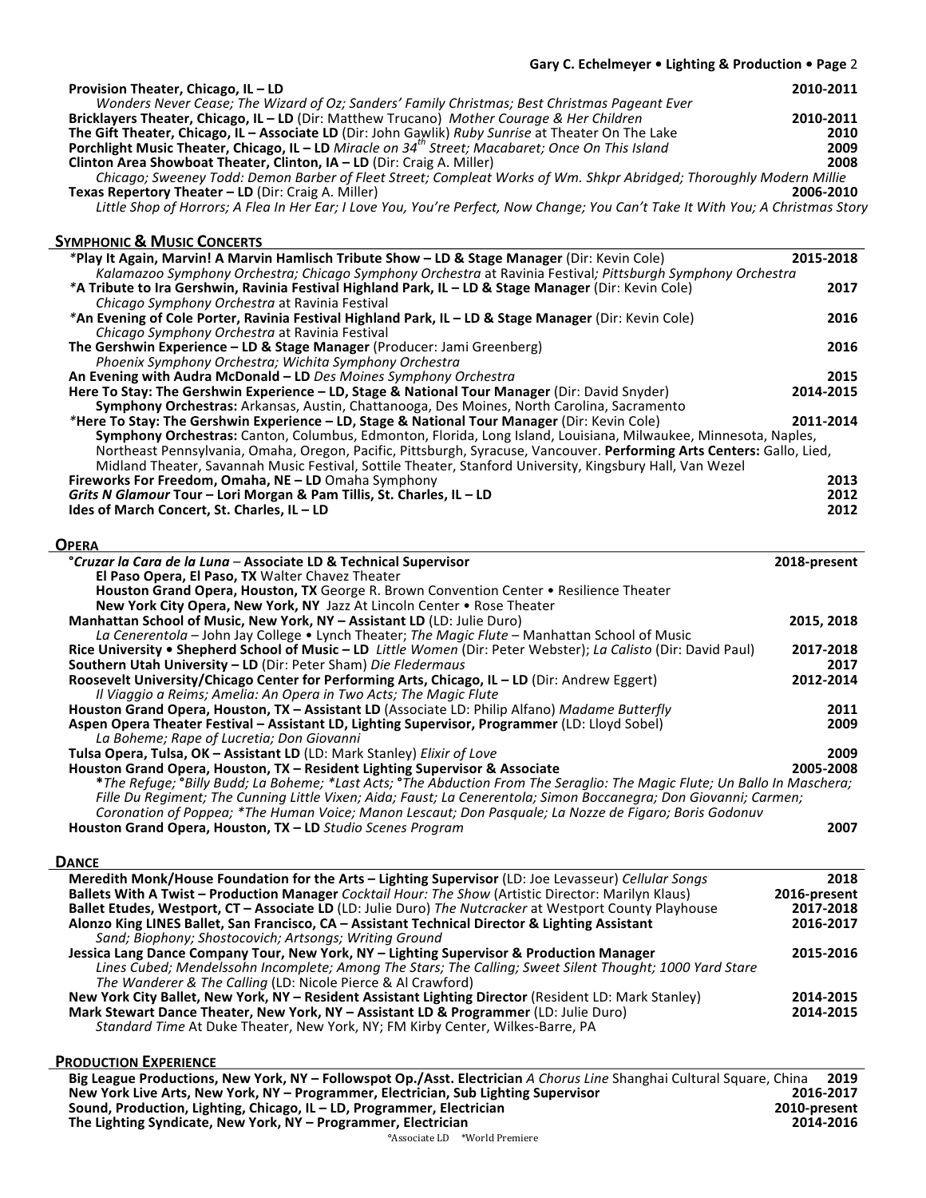**Provision Theater, Chicago, IL – LD** 2010-2011
*Wonders Never Cease; The Wizard of Oz; Sanders' Family Christmas; Best Christmas Pageant Ever*
**Bricklayers Theater, Chicago, IL – LD** (Dir: Matthew Trucano) *Mother Courage & Her Children* 2010-2011
**The Gift Theater, Chicago, IL – Associate LD** (Dir: John Gawlik) *Ruby Sunrise* at Theater On The Lake 2010
**Porchlight Music Theater, Chicago, IL – LD** *Miracle on 34th Street; Macabaret; Once On This Island* 2009
**Clinton Area Showboat Theater, Clinton, IA – LD** (Dir: Craig A. Miller) 2008
*Chicago; Sweeney Todd: Demon Barber of Fleet Street; Compleat Works of Wm. Shkpr Abridged; Thoroughly Modern Millie*
**Texas Repertory Theater – LD** (Dir: Craig A. Miller) 2006-2010
*Little Shop of Horrors; A Flea In Her Ear; I Love You, You're Perfect, Now Change; You Can't Take It With You; A Christmas Story*

## Symphonic & Music Concerts

*__Play It Again, Marvin! A Marvin Hamlisch Tribute Show – LD & Stage Manager__ (Dir: Kevin Cole) 2015-2018
*Kalamazoo Symphony Orchestra; Chicago Symphony Orchestra* at Ravinia Festival; *Pittsburgh Symphony Orchestra*
*__A Tribute to Ira Gershwin, Ravinia Festival Highland Park, IL – LD & Stage Manager__ (Dir: Kevin Cole) 2017
*Chicago Symphony Orchestra* at Ravinia Festival
*__An Evening of Cole Porter, Ravinia Festival Highland Park, IL – LD & Stage Manager__ (Dir: Kevin Cole) 2016
*Chicago Symphony Orchestra* at Ravinia Festival
**The Gershwin Experience – LD & Stage Manager** (Producer: Jami Greenberg) 2016
*Phoenix Symphony Orchestra; Wichita Symphony Orchestra*
**An Evening with Audra McDonald – LD** *Des Moines Symphony Orchestra* 2015
**Here To Stay: The Gershwin Experience – LD, Stage & National Tour Manager** (Dir: David Snyder) 2014-2015
**Symphony Orchestras:** Arkansas, Austin, Chattanooga, Des Moines, North Carolina, Sacramento
*__Here To Stay: The Gershwin Experience – LD, Stage & National Tour Manager__ (Dir: Kevin Cole) 2011-2014
**Symphony Orchestras:** Canton, Columbus, Edmonton, Florida, Long Island, Louisiana, Milwaukee, Minnesota, Naples, Northeast Pennsylvania, Omaha, Oregon, Pacific, Pittsburgh, Syracuse, Vancouver. **Performing Arts Centers:** Gallo, Lied, Midland Theater, Savannah Music Festival, Sottile Theater, Stanford University, Kingsbury Hall, Van Wezel
**Fireworks For Freedom, Omaha, NE – LD** Omaha Symphony 2013
***Grits N Glamour* Tour – Lori Morgan & Pam Tillis, St. Charles, IL – LD** 2012
**Ides of March Concert, St. Charles, IL – LD** 2012

## Opera

°***Cruzar la Cara de la Luna*** **– Associate LD & Technical Supervisor** 2018-present
**El Paso Opera, El Paso, TX** Walter Chavez Theater
**Houston Grand Opera, Houston, TX** George R. Brown Convention Center • Resilience Theater
**New York City Opera, New York, NY** Jazz At Lincoln Center • Rose Theater
**Manhattan School of Music, New York, NY – Assistant LD** (LD: Julie Duro) 2015, 2018
*La Cenerentola* – John Jay College • Lynch Theater; *The Magic Flute* – Manhattan School of Music
**Rice University • Shepherd School of Music – LD** *Little Women* (Dir: Peter Webster); *La Calisto* (Dir: David Paul) 2017-2018
**Southern Utah University – LD** (Dir: Peter Sham) *Die Fledermaus* 2017
**Roosevelt University/Chicago Center for Performing Arts, Chicago, IL – LD** (Dir: Andrew Eggert) 2012-2014
*Il Viaggio a Reims; Amelia: An Opera in Two Acts; The Magic Flute*
**Houston Grand Opera, Houston, TX – Assistant LD** (Associate LD: Philip Alfano) *Madame Butterfly* 2011
**Aspen Opera Theater Festival – Assistant LD, Lighting Supervisor, Programmer** (LD: Lloyd Sobel) 2009
*La Boheme; Rape of Lucretia; Don Giovanni*
**Tulsa Opera, Tulsa, OK – Assistant LD** (LD: Mark Stanley) *Elixir of Love* 2009
**Houston Grand Opera, Houston, TX – Resident Lighting Supervisor & Associate** 2005-2008
**The Refuge; °Billy Budd; La Boheme; *Last Acts; °The Abduction From The Seraglio: The Magic Flute; Un Ballo In Maschera; Fille Du Regiment; The Cunning Little Vixen; Aida; Faust; La Cenerentola; Simon Boccanegra; Don Giovanni; Carmen; Coronation of Poppea; *The Human Voice; Manon Lescaut; Don Pasquale; La Nozze de Figaro; Boris Godonuv*
**Houston Grand Opera, Houston, TX – LD** *Studio Scenes Program* 2007

## Dance

**Meredith Monk/House Foundation for the Arts – Lighting Supervisor** (LD: Joe Levasseur) *Cellular Songs* 2018
**Ballets With A Twist – Production Manager** *Cocktail Hour: The Show* (Artistic Director: Marilyn Klaus) 2016-present
**Ballet Etudes, Westport, CT – Associate LD** (LD: Julie Duro) *The Nutcracker* at Westport County Playhouse 2017-2018
**Alonzo King LINES Ballet, San Francisco, CA – Assistant Technical Director & Lighting Assistant** 2016-2017
*Sand; Biophony; Shostocovich; Artsongs; Writing Ground*
**Jessica Lang Dance Company Tour, New York, NY – Lighting Supervisor & Production Manager** 2015-2016
*Lines Cubed; Mendelssohn Incomplete; Among The Stars; The Calling; Sweet Silent Thought; 1000 Yard Stare*
*The Wanderer & The Calling* (LD: Nicole Pierce & Al Crawford)
**New York City Ballet, New York, NY – Resident Assistant Lighting Director** (Resident LD: Mark Stanley) 2014-2015
**Mark Stewart Dance Theater, New York, NY – Assistant LD & Programmer** (LD: Julie Duro) 2014-2015
*Standard Time* At Duke Theater, New York, NY; FM Kirby Center, Wilkes-Barre, PA

## Production Experience

**Big League Productions, New York, NY – Followspot Op./Asst. Electrician** *A Chorus Line* Shanghai Cultural Square, China 2019
**New York Live Arts, New York, NY – Programmer, Electrician, Sub Lighting Supervisor** 2016-2017
**Sound, Production, Lighting, Chicago, IL – LD, Programmer, Electrician** 2010-present
**The Lighting Syndicate, New York, NY – Programmer, Electrician** 2014-2016

°Associate LD *World Premiere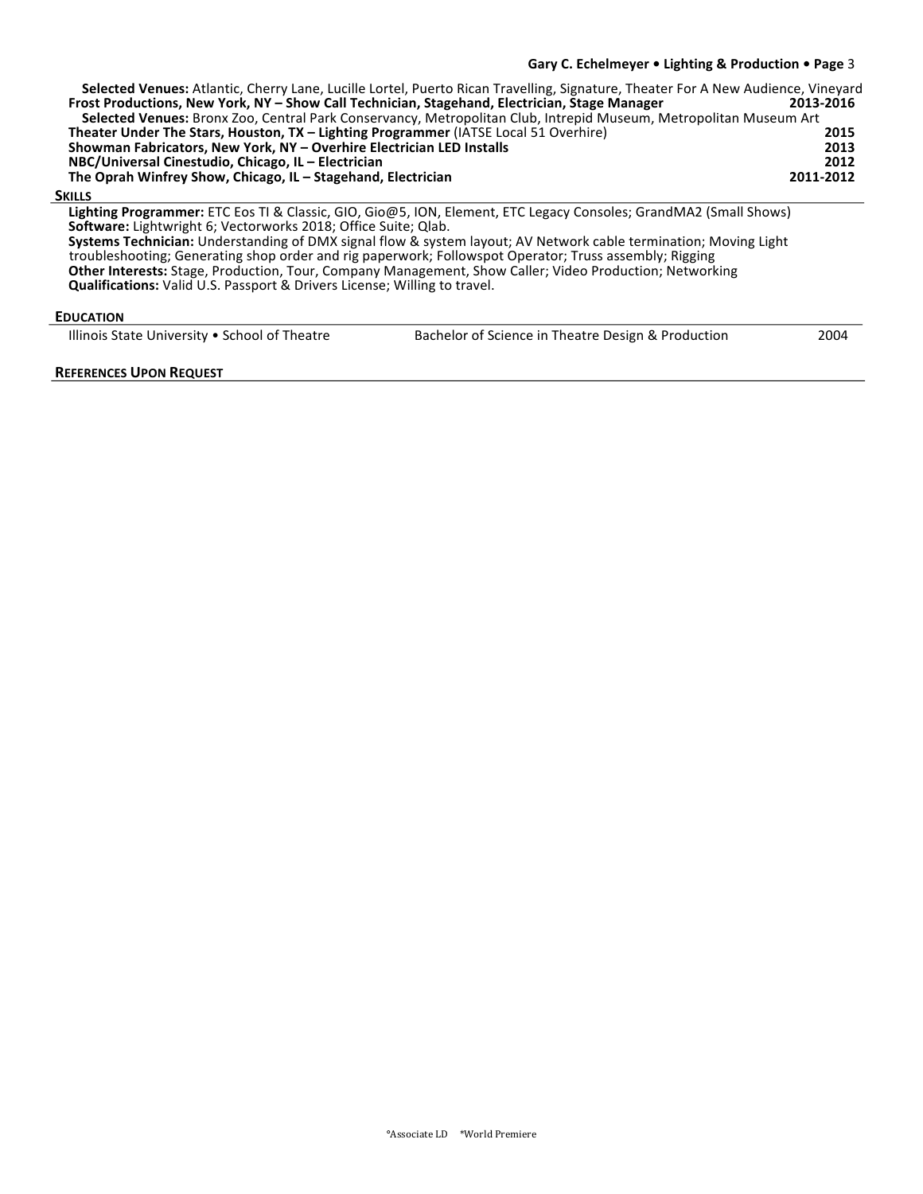**Selected Venues:** Atlantic, Cherry Lane, Lucille Lortel, Puerto Rican Travelling, Signature, Theater For A New Audience, Vineyard

**Frost Productions, New York, NY – Show Call Technician, Stagehand, Electrician, Stage Manager** **2013-2016**

**Selected Venues:** Bronx Zoo, Central Park Conservancy, Metropolitan Club, Intrepid Museum, Metropolitan Museum Art

**Theater Under The Stars, Houston, TX – Lighting Programmer** (IATSE Local 51 Overhire) **2015**

**Showman Fabricators, New York, NY – Overhire Electrician LED Installs** **2013**

**NBC/Universal Cinestudio, Chicago, IL – Electrician** **2012**

**The Oprah Winfrey Show, Chicago, IL – Stagehand, Electrician** **2011-2012**

## SKILLS

**Lighting Programmer:** ETC Eos TI & Classic, GIO, Gio@5, ION, Element, ETC Legacy Consoles; GrandMA2 (Small Shows)
**Software:** Lightwright 6; Vectorworks 2018; Office Suite; Qlab.
**Systems Technician:** Understanding of DMX signal flow & system layout; AV Network cable termination; Moving Light troubleshooting; Generating shop order and rig paperwork; Followspot Operator; Truss assembly; Rigging
**Other Interests:** Stage, Production, Tour, Company Management, Show Caller; Video Production; Networking
**Qualifications:** Valid U.S. Passport & Drivers License; Willing to travel.

## EDUCATION

Illinois State University • School of Theatre — Bachelor of Science in Theatre Design & Production — 2004

## REFERENCES UPON REQUEST

°Associate LD *World Premiere